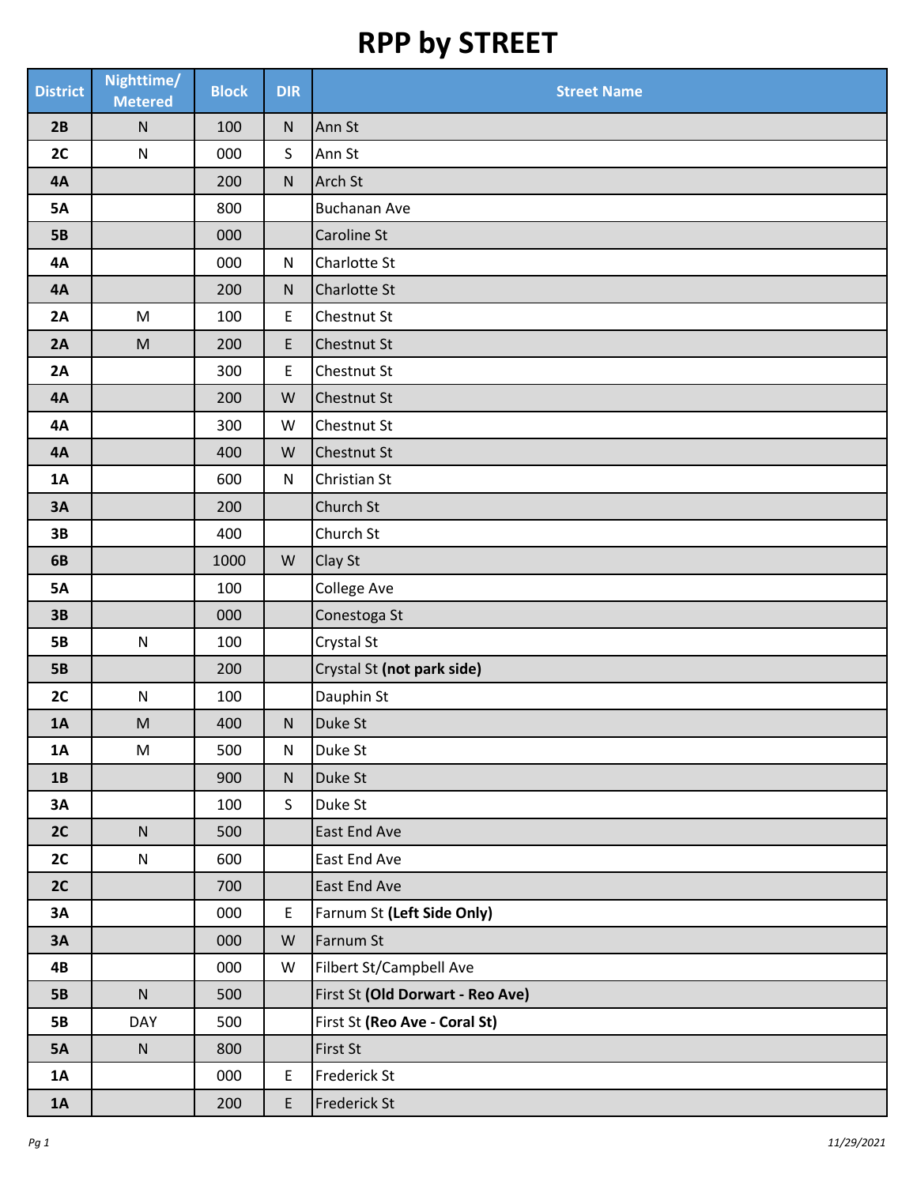# RPP by STREET

| District | Nighttime/ Metered | Block | DIR | Street Name |
|---|---|---|---|---|
| **2B** | N | 100 | N | Ann St |
| **2C** | N | 000 | S | Ann St |
| **4A** | | 200 | N | Arch St |
| **5A** | | 800 | | Buchanan Ave |
| **5B** | | 000 | | Caroline St |
| **4A** | | 000 | N | Charlotte St |
| **4A** | | 200 | N | Charlotte St |
| **2A** | M | 100 | E | Chestnut St |
| **2A** | M | 200 | E | Chestnut St |
| **2A** | | 300 | E | Chestnut St |
| **4A** | | 200 | W | Chestnut St |
| **4A** | | 300 | W | Chestnut St |
| **4A** | | 400 | W | Chestnut St |
| **1A** | | 600 | N | Christian St |
| **3A** | | 200 | | Church St |
| **3B** | | 400 | | Church St |
| **6B** | | 1000 | W | Clay St |
| **5A** | | 100 | | College Ave |
| **3B** | | 000 | | Conestoga St |
| **5B** | N | 100 | | Crystal St |
| **5B** | | 200 | | Crystal St **(not park side)** |
| **2C** | N | 100 | | Dauphin St |
| **1A** | M | 400 | N | Duke St |
| **1A** | M | 500 | N | Duke St |
| **1B** | | 900 | N | Duke St |
| **3A** | | 100 | S | Duke St |
| **2C** | N | 500 | | East End Ave |
| **2C** | N | 600 | | East End Ave |
| **2C** | | 700 | | East End Ave |
| **3A** | | 000 | E | Farnum St **(Left Side Only)** |
| **3A** | | 000 | W | Farnum St |
| **4B** | | 000 | W | Filbert St/Campbell Ave |
| **5B** | N | 500 | | First St **(Old Dorwart - Reo Ave)** |
| **5B** | DAY | 500 | | First St **(Reo Ave - Coral St)** |
| **5A** | N | 800 | | First St |
| **1A** | | 000 | E | Frederick St |
| **1A** | | 200 | E | Frederick St |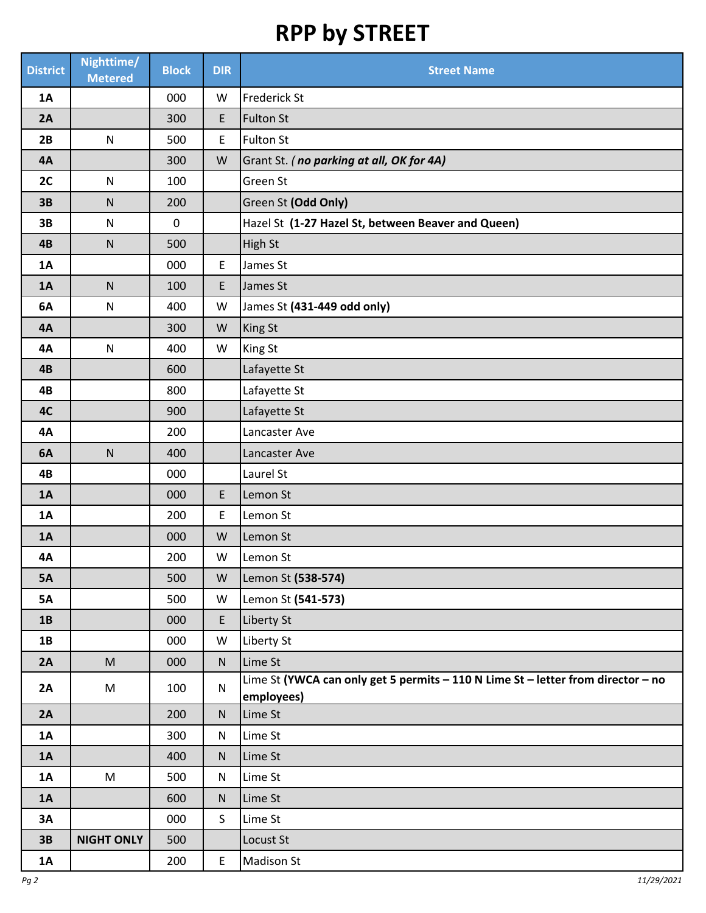# RPP by STREET

| District | Nighttime/ Metered | Block | DIR | Street Name |
|---|---|---|---|---|
| **1A** | | 000 | W | Frederick St |
| **2A** | | 300 | E | Fulton St |
| **2B** | N | 500 | E | Fulton St |
| **4A** | | 300 | W | Grant St. ( ***no parking at all, OK for 4A)*** |
| **2C** | N | 100 | | Green St |
| **3B** | N | 200 | | Green St **(Odd Only)** |
| **3B** | N | 0 | | Hazel St **(1-27 Hazel St, between Beaver and Queen)** |
| **4B** | N | 500 | | High St |
| **1A** | | 000 | E | James St |
| **1A** | N | 100 | E | James St |
| **6A** | N | 400 | W | James St **(431-449 odd only)** |
| **4A** | | 300 | W | King St |
| **4A** | N | 400 | W | King St |
| **4B** | | 600 | | Lafayette St |
| **4B** | | 800 | | Lafayette St |
| **4C** | | 900 | | Lafayette St |
| **4A** | | 200 | | Lancaster Ave |
| **6A** | N | 400 | | Lancaster Ave |
| **4B** | | 000 | | Laurel St |
| **1A** | | 000 | E | Lemon St |
| **1A** | | 200 | E | Lemon St |
| **1A** | | 000 | W | Lemon St |
| **4A** | | 200 | W | Lemon St |
| **5A** | | 500 | W | Lemon St **(538-574)** |
| **5A** | | 500 | W | Lemon St **(541-573)** |
| **1B** | | 000 | E | Liberty St |
| **1B** | | 000 | W | Liberty St |
| **2A** | M | 000 | N | Lime St |
| **2A** | M | 100 | N | Lime St **(YWCA can only get 5 permits – 110 N Lime St – letter from director – no employees)** |
| **2A** | | 200 | N | Lime St |
| **1A** | | 300 | N | Lime St |
| **1A** | | 400 | N | Lime St |
| **1A** | M | 500 | N | Lime St |
| **1A** | | 600 | N | Lime St |
| **3A** | | 000 | S | Lime St |
| **3B** | **NIGHT ONLY** | 500 | | Locust St |
| **1A** | | 200 | E | Madison St |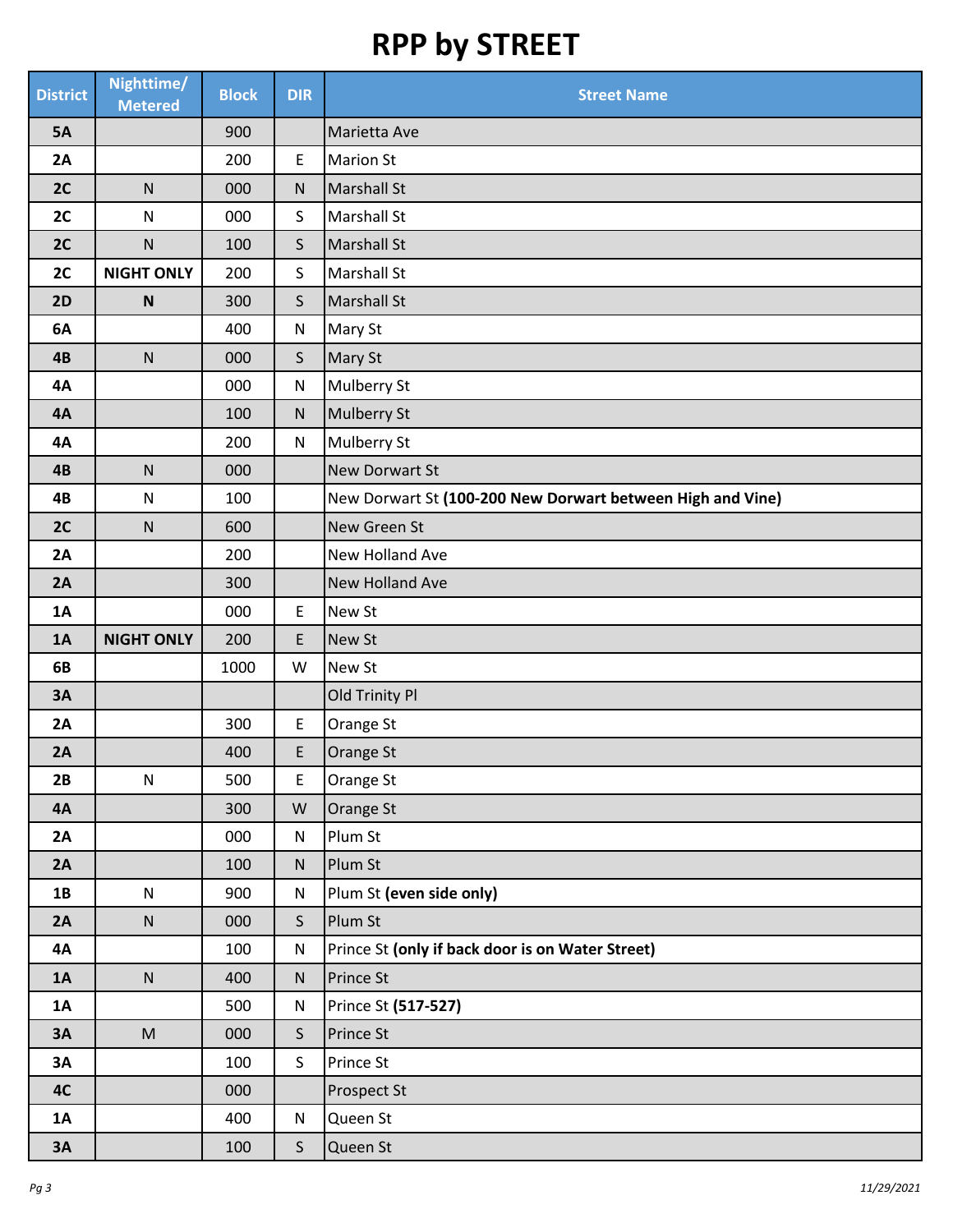# RPP by STREET

| District | Nighttime/ Metered | Block | DIR | Street Name |
|---|---|---|---|---|
| **5A** | | 900 | | Marietta Ave |
| **2A** | | 200 | E | Marion St |
| **2C** | N | 000 | N | Marshall St |
| **2C** | N | 000 | S | Marshall St |
| **2C** | N | 100 | S | Marshall St |
| **2C** | **NIGHT ONLY** | 200 | S | Marshall St |
| **2D** | **N** | 300 | S | Marshall St |
| **6A** | | 400 | N | Mary St |
| **4B** | N | 000 | S | Mary St |
| **4A** | | 000 | N | Mulberry St |
| **4A** | | 100 | N | Mulberry St |
| **4A** | | 200 | N | Mulberry St |
| **4B** | N | 000 | | New Dorwart St |
| **4B** | N | 100 | | New Dorwart St **(100-200 New Dorwart between High and Vine)** |
| **2C** | N | 600 | | New Green St |
| **2A** | | 200 | | New Holland Ave |
| **2A** | | 300 | | New Holland Ave |
| **1A** | | 000 | E | New St |
| **1A** | **NIGHT ONLY** | 200 | E | New St |
| **6B** | | 1000 | W | New St |
| **3A** | | | | Old Trinity Pl |
| **2A** | | 300 | E | Orange St |
| **2A** | | 400 | E | Orange St |
| **2B** | N | 500 | E | Orange St |
| **4A** | | 300 | W | Orange St |
| **2A** | | 000 | N | Plum St |
| **2A** | | 100 | N | Plum St |
| **1B** | N | 900 | N | Plum St **(even side only)** |
| **2A** | N | 000 | S | Plum St |
| **4A** | | 100 | N | Prince St **(only if back door is on Water Street)** |
| **1A** | N | 400 | N | Prince St |
| **1A** | | 500 | N | Prince St **(517-527)** |
| **3A** | M | 000 | S | Prince St |
| **3A** | | 100 | S | Prince St |
| **4C** | | 000 | | Prospect St |
| **1A** | | 400 | N | Queen St |
| **3A** | | 100 | S | Queen St |

*11/29/2021*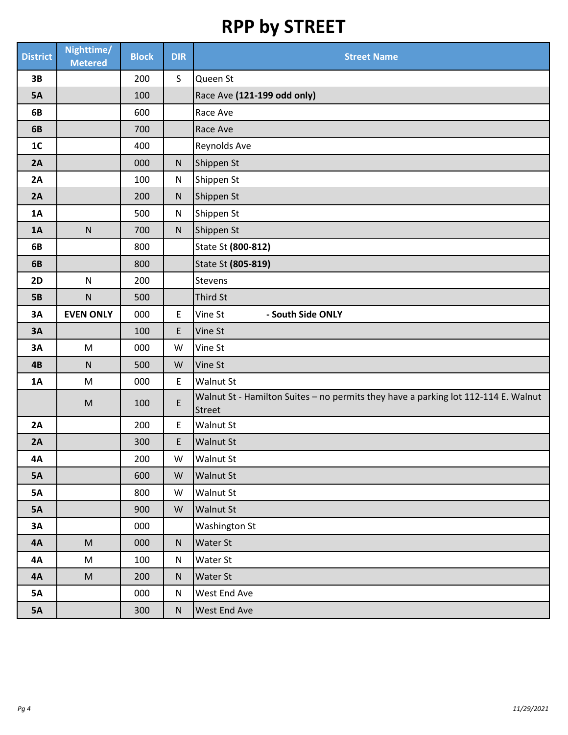# RPP by STREET

| District | Nighttime/ Metered | Block | DIR | Street Name |
|---|---|---|---|---|
| 3B | | 200 | S | Queen St |
| 5A | | 100 | | Race Ave **(121-199 odd only)** |
| 6B | | 600 | | Race Ave |
| 6B | | 700 | | Race Ave |
| 1C | | 400 | | Reynolds Ave |
| 2A | | 000 | N | Shippen St |
| 2A | | 100 | N | Shippen St |
| 2A | | 200 | N | Shippen St |
| 1A | | 500 | N | Shippen St |
| 1A | N | 700 | N | Shippen St |
| 6B | | 800 | | State St **(800-812)** |
| 6B | | 800 | | State St **(805-819)** |
| 2D | N | 200 | | Stevens |
| 5B | N | 500 | | Third St |
| 3A | **EVEN ONLY** | 000 | E | Vine St **- South Side ONLY** |
| 3A | | 100 | E | Vine St |
| 3A | M | 000 | W | Vine St |
| 4B | N | 500 | W | Vine St |
| 1A | M | 000 | E | Walnut St |
| | M | 100 | E | Walnut St - Hamilton Suites – no permits they have a parking lot 112-114 E. Walnut Street |
| 2A | | 200 | E | Walnut St |
| 2A | | 300 | E | Walnut St |
| 4A | | 200 | W | Walnut St |
| 5A | | 600 | W | Walnut St |
| 5A | | 800 | W | Walnut St |
| 5A | | 900 | W | Walnut St |
| 3A | | 000 | | Washington St |
| 4A | M | 000 | N | Water St |
| 4A | M | 100 | N | Water St |
| 4A | M | 200 | N | Water St |
| 5A | | 000 | N | West End Ave |
| 5A | | 300 | N | West End Ave |